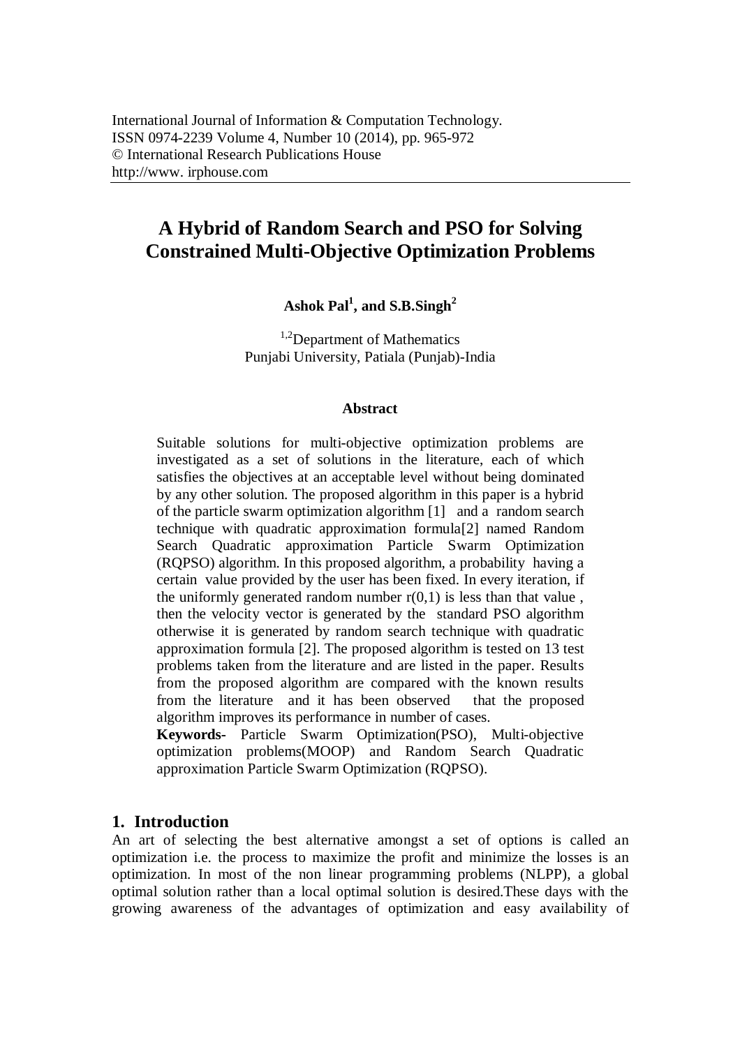International Journal of Information & Computation Technology.
ISSN 0974-2239 Volume 4, Number 10 (2014), pp. 965-972
© International Research Publications House
http://www. irphouse.com

# A Hybrid of Random Search and PSO for Solving Constrained Multi-Objective Optimization Problems

**Ashok Pal[1], and S.B.Singh[2]**

[1,2]Department of Mathematics
Punjabi University, Patiala (Punjab)-India

### Abstract

Suitable solutions for multi-objective optimization problems are investigated as a set of solutions in the literature, each of which satisfies the objectives at an acceptable level without being dominated by any other solution. The proposed algorithm in this paper is a hybrid of the particle swarm optimization algorithm [1] and a random search technique with quadratic approximation formula[2] named Random Search Quadratic approximation Particle Swarm Optimization (RQPSO) algorithm. In this proposed algorithm, a probability having a certain value provided by the user has been fixed. In every iteration, if the uniformly generated random number r(0,1) is less than that value , then the velocity vector is generated by the standard PSO algorithm otherwise it is generated by random search technique with quadratic approximation formula [2]. The proposed algorithm is tested on 13 test problems taken from the literature and are listed in the paper. Results from the proposed algorithm are compared with the known results from the literature and it has been observed that the proposed algorithm improves its performance in number of cases.

**Keywords-** Particle Swarm Optimization(PSO), Multi-objective optimization problems(MOOP) and Random Search Quadratic approximation Particle Swarm Optimization (RQPSO).

## 1. Introduction

An art of selecting the best alternative amongst a set of options is called an optimization i.e. the process to maximize the profit and minimize the losses is an optimization. In most of the non linear programming problems (NLPP), a global optimal solution rather than a local optimal solution is desired.These days with the growing awareness of the advantages of optimization and easy availability of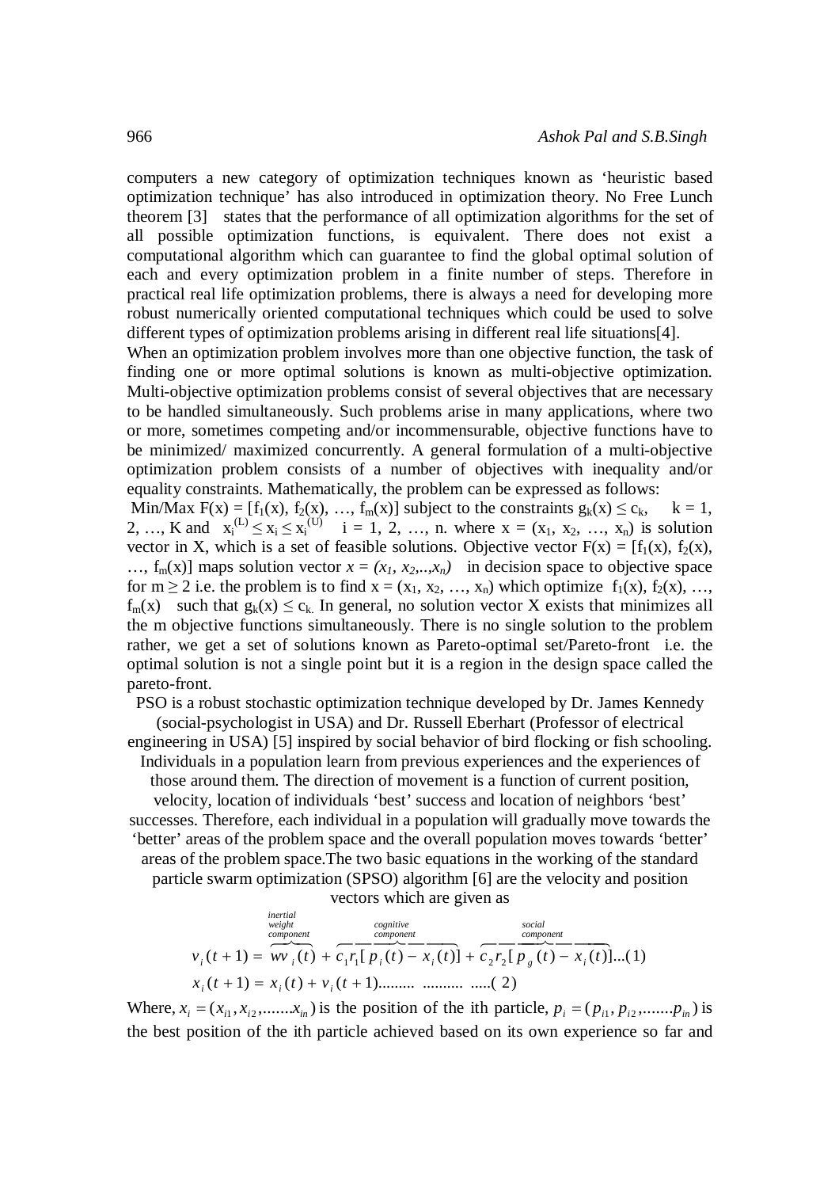computers a new category of optimization techniques known as 'heuristic based optimization technique' has also introduced in optimization theory. No Free Lunch theorem [3] states that the performance of all optimization algorithms for the set of all possible optimization functions, is equivalent. There does not exist a computational algorithm which can guarantee to find the global optimal solution of each and every optimization problem in a finite number of steps. Therefore in practical real life optimization problems, there is always a need for developing more robust numerically oriented computational techniques which could be used to solve different types of optimization problems arising in different real life situations[4].

When an optimization problem involves more than one objective function, the task of finding one or more optimal solutions is known as multi-objective optimization. Multi-objective optimization problems consist of several objectives that are necessary to be handled simultaneously. Such problems arise in many applications, where two or more, sometimes competing and/or incommensurable, objective functions have to be minimized/ maximized concurrently. A general formulation of a multi-objective optimization problem consists of a number of objectives with inequality and/or equality constraints. Mathematically, the problem can be expressed as follows:

Min/Max $F(x) = [f_1(x), f_2(x), \ldots, f_m(x)]$ subject to the constraints $g_k(x) \le c_k$, $k = 1, 2, \ldots, K$ and $x_i^{(L)} \le x_i \le x_i^{(U)}$ $i = 1, 2, \ldots, n$. where $x = (x_1, x_2, \ldots, x_n)$ is solution vector in X, which is a set of feasible solutions. Objective vector $F(x) = [f_1(x), f_2(x), \ldots, f_m(x)]$ maps solution vector $x = (x_1, x_2, .., x_n)$ in decision space to objective space for $m \ge 2$ i.e. the problem is to find $x = (x_1, x_2, \ldots, x_n)$ which optimize $f_1(x), f_2(x), \ldots, f_m(x)$ such that $g_k(x) \le c_k$. In general, no solution vector X exists that minimizes all the m objective functions simultaneously. There is no single solution to the problem rather, we get a set of solutions known as Pareto-optimal set/Pareto-front i.e. the optimal solution is not a single point but it is a region in the design space called the pareto-front.

PSO is a robust stochastic optimization technique developed by Dr. James Kennedy (social-psychologist in USA) and Dr. Russell Eberhart (Professor of electrical engineering in USA) [5] inspired by social behavior of bird flocking or fish schooling. Individuals in a population learn from previous experiences and the experiences of those around them. The direction of movement is a function of current position, velocity, location of individuals 'best' success and location of neighbors 'best' successes. Therefore, each individual in a population will gradually move towards the 'better' areas of the problem space and the overall population moves towards 'better' areas of the problem space.The two basic equations in the working of the standard particle swarm optimization (SPSO) algorithm [6] are the velocity and position vectors which are given as

$$v_i(t+1) = \overbrace{wv_i(t)}^{\substack{\text{inertial}\\\text{weight}\\\text{component}}} + \overbrace{c_1 r_1 [p_i(t) - x_i(t)]}^{\substack{\text{cognitive}\\\text{component}}} + \overbrace{c_2 r_2 [p_g(t) - x_i(t)]}^{\substack{\text{social}\\\text{component}}} \ldots (1)$$

$$x_i(t+1) = x_i(t) + v_i(t+1) \ldots\ldots\ldots \ldots\ldots\ldots \ldots\ldots (2)$$

Where, $x_i = (x_{i1}, x_{i2}, \ldots\ldots x_{in})$ is the position of the ith particle, $p_i = (p_{i1}, p_{i2}, \ldots\ldots p_{in})$ is the best position of the ith particle achieved based on its own experience so far and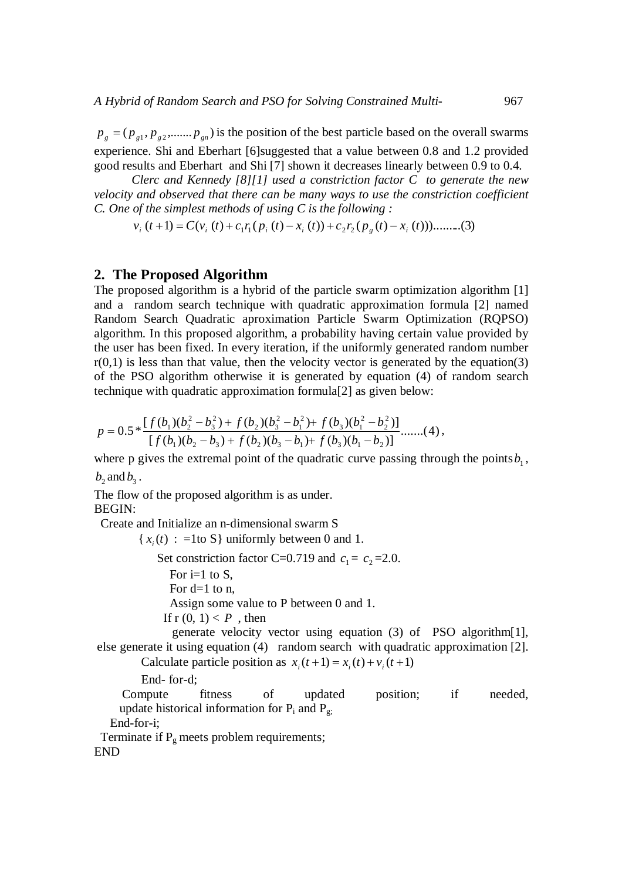$p_g = (p_{g1}, p_{g2}, ....... p_{gn})$ is the position of the best particle based on the overall swarms experience. Shi and Eberhart [6]suggested that a value between 0.8 and 1.2 provided good results and Eberhart and Shi [7] shown it decreases linearly between 0.9 to 0.4.

*Clerc and Kennedy [8][1] used a constriction factor C to generate the new velocity and observed that there can be many ways to use the constriction coefficient C. One of the simplest methods of using C is the following :*

$$v_i(t+1) = C(v_i(t) + c_1 r_1 (p_i(t) - x_i(t)) + c_2 r_2 (p_g(t) - x_i(t))).........(3)$$

## 2. The Proposed Algorithm

The proposed algorithm is a hybrid of the particle swarm optimization algorithm [1] and a random search technique with quadratic approximation formula [2] named Random Search Quadratic aproximation Particle Swarm Optimization (RQPSO) algorithm. In this proposed algorithm, a probability having certain value provided by the user has been fixed. In every iteration, if the uniformly generated random number r(0,1) is less than that value, then the velocity vector is generated by the equation(3) of the PSO algorithm otherwise it is generated by equation (4) of random search technique with quadratic approximation formula[2] as given below:

$$p = 0.5 * \frac{[f(b_1)(b_2^2 - b_3^2) + f(b_2)(b_3^2 - b_1^2) + f(b_3)(b_1^2 - b_2^2)]}{[f(b_1)(b_2 - b_3) + f(b_2)(b_3 - b_1) + f(b_3)(b_1 - b_2)]}.......(4),$$

where p gives the extremal point of the quadratic curve passing through the points $b_1$, $b_2$ and $b_3$.

The flow of the proposed algorithm is as under.

BEGIN:

Create and Initialize an n-dimensional swarm S

$\{x_i(t)$ : =1to S$\}$ uniformly between 0 and 1.

Set constriction factor C=0.719 and $c_1 = c_2$ =2.0.

For i=1 to S,

For d=1 to n,

Assign some value to P between 0 and 1.

If r (0, 1) < $P$ , then

generate velocity vector using equation (3) of PSO algorithm[1], else generate it using equation (4) random search with quadratic approximation [2].

Calculate particle position as $x_i(t+1) = x_i(t) + v_i(t+1)$

End- for-d;

Compute fitness of updated position; if needed, update historical information for $P_i$ and $P_g$;

End-for-i;

Terminate if $P_g$ meets problem requirements;

END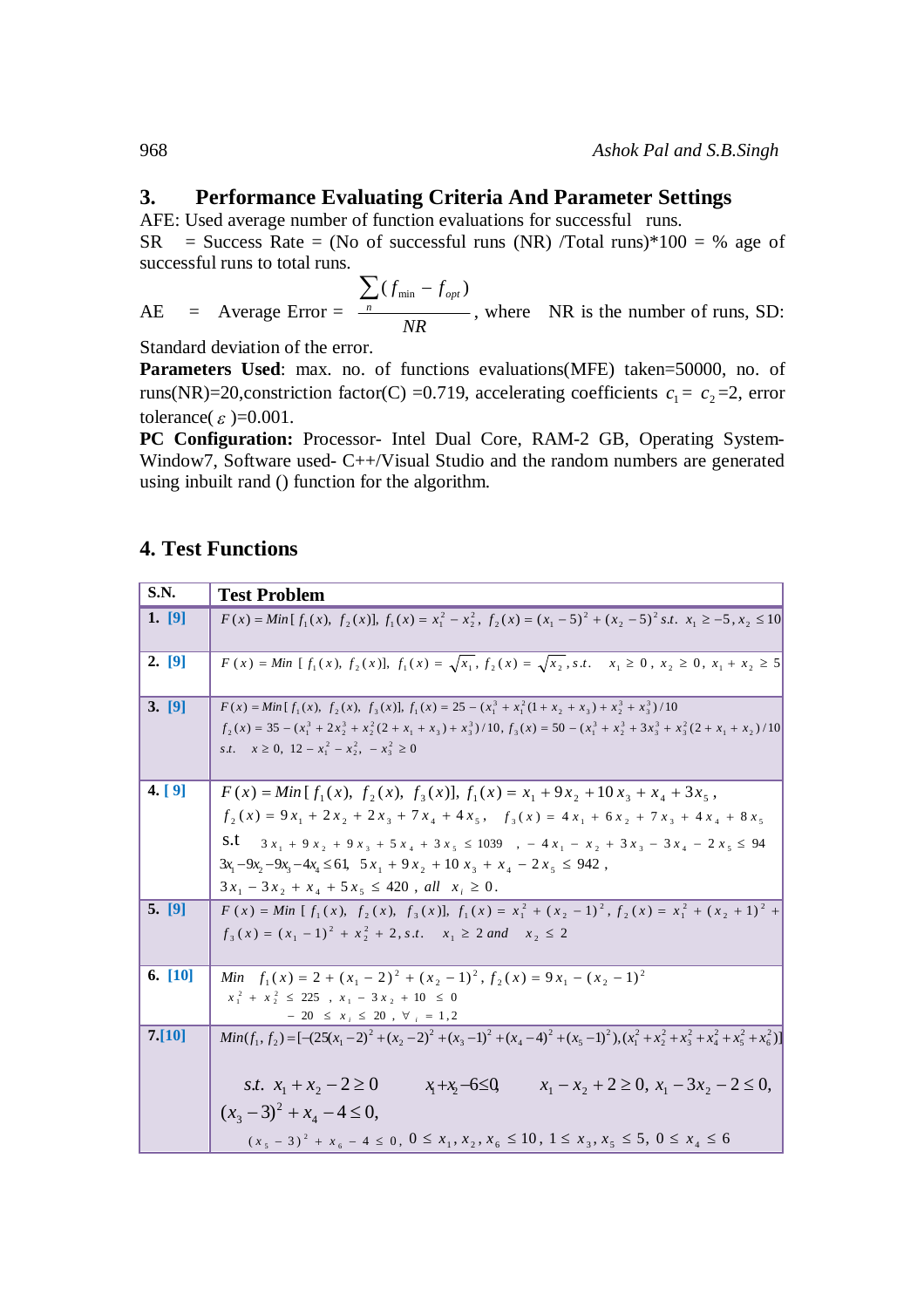## 3. Performance Evaluating Criteria And Parameter Settings

AFE: Used average number of function evaluations for successful runs.

SR = Success Rate = (No of successful runs (NR) /Total runs)*100 = % age of successful runs to total runs.

AE = Average Error = $\dfrac{\sum_{n}(f_{\min} - f_{opt})}{NR}$, where NR is the number of runs, SD: Standard deviation of the error.

**Parameters Used**: max. no. of functions evaluations(MFE) taken=50000, no. of runs(NR)=20,constriction factor(C) =0.719, accelerating coefficients $c_1 = c_2$=2, error tolerance($\varepsilon$)=0.001.

**PC Configuration:** Processor- Intel Dual Core, RAM-2 GB, Operating System-Window7, Software used- C++/Visual Studio and the random numbers are generated using inbuilt rand () function for the algorithm.

## 4. Test Functions

| S.N. | Test Problem |
|---|---|
| **1. [9]** | $F(x) = Min[f_1(x),\ f_2(x)],\ f_1(x) = x_1^2 - x_2^2,\ f_2(x) = (x_1 - 5)^2 + (x_2 - 5)^2\ s.t.\ x_1 \geq -5, x_2 \leq 10$ |
| **2. [9]** | $F(x) = Min[f_1(x),\ f_2(x)],\ f_1(x) = \sqrt{x_1},\ f_2(x) = \sqrt{x_2},\ s.t.\quad x_1 \geq 0,\ x_2 \geq 0,\ x_1 + x_2 \geq 5$ |
| **3. [9]** | $F(x) = Min[f_1(x),\ f_2(x),\ f_3(x)],\ f_1(x) = 25 - (x_1^3 + x_1^2(1 + x_2 + x_3) + x_2^3 + x_3^3)/10$ <br> $f_2(x) = 35 - (x_1^3 + 2x_2^3 + x_2^2(2 + x_1 + x_3) + x_3^3)/10,\ f_3(x) = 50 - (x_1^3 + x_2^3 + 3x_3^3 + x_3^2(2 + x_1 + x_2)/10$ <br> $s.t.\quad x \geq 0,\ 12 - x_1^2 - x_2^2,\ -x_3^2 \geq 0$ |
| **4. [9]** | $F(x) = Min[f_1(x),\ f_2(x),\ f_3(x)],\ f_1(x) = x_1 + 9x_2 + 10x_3 + x_4 + 3x_5$, <br> $f_2(x) = 9x_1 + 2x_2 + 2x_3 + 7x_4 + 4x_5,\quad f_3(x) = 4x_1 + 6x_2 + 7x_3 + 4x_4 + 8x_5$ <br> s.t $\quad 3x_1 + 9x_2 + 9x_3 + 5x_4 + 3x_5 \leq 1039\quad,\ -4x_1 - x_2 + 3x_3 - 3x_4 - 2x_5 \leq 94$ <br> $3x_1 - 9x_2 - 9x_3 - 4x_4 \leq 61,\ \ 5x_1 + 9x_2 + 10x_3 + x_4 - 2x_5 \leq 942$, <br> $3x_1 - 3x_2 + x_4 + 5x_5 \leq 420$, $all\ \ x_i \geq 0$. |
| **5. [9]** | $F(x) = Min[f_1(x),\ f_2(x),\ f_3(x)],\ f_1(x) = x_1^2 + (x_2 - 1)^2,\ f_2(x) = x_1^2 + (x_2 + 1)^2 +$ <br> $f_3(x) = (x_1 - 1)^2 + x_2^2 + 2, s.t.\quad x_1 \geq 2\ and\quad x_2 \leq 2$ |
| **6. [10]** | $Min\quad f_1(x) = 2 + (x_1 - 2)^2 + (x_2 - 1)^2,\ f_2(x) = 9x_1 - (x_2 - 1)^2$ <br> $x_1^2 + x_2^2 \leq 225\ ,\ x_1 - 3x_2 + 10\ \leq 0$ <br> $-20 \leq x_i \leq 20,\ \forall_i = 1,2$ |
| **7. [10]** | $Min(f_1, f_2) = [-(25(x_1-2)^2 + (x_2-2)^2 + (x_3-1)^2 + (x_4-4)^2 + (x_5-1)^2), (x_1^2 + x_2^2 + x_3^2 + x_4^2 + x_5^2 + x_6^2)]$ <br> $s.t.\ x_1 + x_2 - 2 \geq 0\qquad x_1 + x_2 - 6 \leq 0,\qquad x_1 - x_2 + 2 \geq 0,\ x_1 - 3x_2 - 2 \leq 0,$ <br> $(x_3 - 3)^2 + x_4 - 4 \leq 0,$ <br> $(x_5 - 3)^2 + x_6 - 4 \leq 0,\ 0 \leq x_1, x_2, x_6 \leq 10,\ 1 \leq x_3, x_5 \leq 5,\ 0 \leq x_4 \leq 6$ |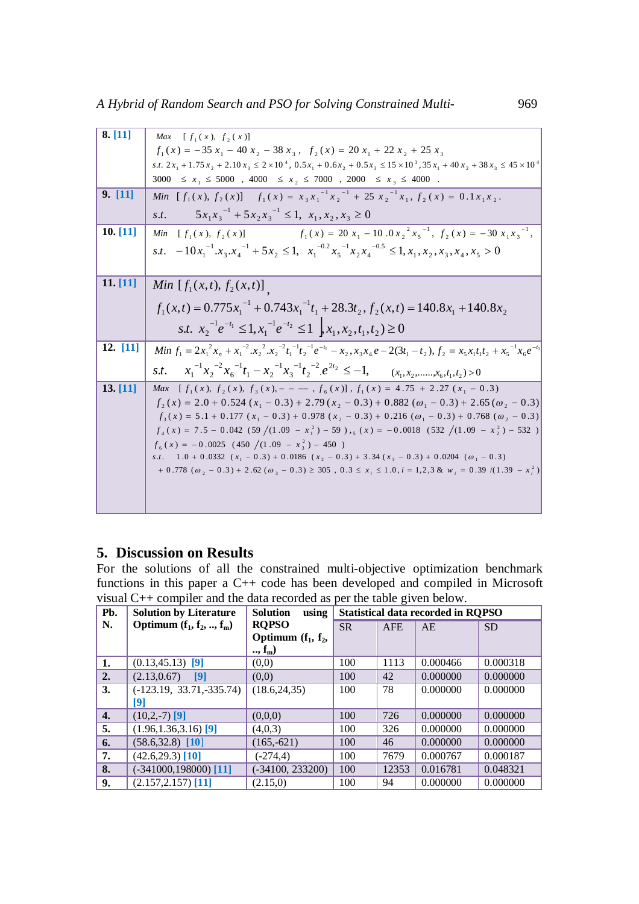| | |
|---|---|
| **8.** [11] | $Max\ [f_1(x),\ f_2(x)]$ <br> $f_1(x) = -35x_1 - 40x_2 - 38x_3,\ \ f_2(x) = 20x_1 + 22x_2 + 25x_3$ <br> $s.t.\ 2x_1 + 1.75x_2 + 2.10x_3 \le 2\times10^4,\ 0.5x_1 + 0.6x_2 + 0.5x_3 \le 15\times10^3, 35x_1 + 40x_2 + 38x_3 \le 45\times10^4$ <br> $3000 \le x_1 \le 5000,\ 4000 \le x_2 \le 7000,\ 2000 \le x_3 \le 4000$ . |
| **9.** [11] | $Min\ [f_1(x),\ f_2(x)]\quad f_1(x) = x_3x_1^{-1}x_2^{-1} + 25x_2^{-1}x_1,\ f_2(x) = 0.1x_1x_2.$ <br> $s.t.\quad 5x_1x_3^{-1} + 5x_2x_3^{-1} \le 1,\ x_1, x_2, x_3 \ge 0$ |
| **10.** [11] | $Min\ [f_1(x),\ f_2(x)]\quad f_1(x) = 20x_1 - 10.0x_2^2x_5^{-1},\ f_2(x) = -30x_1x_3^{-1},$ <br> $s.t.\ -10x_1^{-1}.x_3.x_4^{-1} + 5x_2 \le 1,\ x_1^{-0.2}x_5^{-1}x_2x_4^{-0.5} \le 1, x_1, x_2, x_3, x_4, x_5 > 0$ |
| **11.** [11] | $Min\ [f_1(x,t),\ f_2(x,t)]$, <br> $f_1(x,t) = 0.775x_1^{-1} + 0.743x_1^{-1}t_1 + 28.3t_2,\ f_2(x,t) = 140.8x_1 + 140.8x_2$ <br> $s.t.\ x_2^{-1}e^{-t_1} \le 1, x_1^{-1}e^{-t_2} \le 1\ \Big\vert x_1, x_2, t_1, t_2) \ge 0$ |
| **12.** [11] | $Min\ f_1 = 2x_1^2x_n + x_1^{-2}.x_2^2.x_2^{-2}t_1^{-1}t_2^{-1}e^{-t_1} - x_2, x_3x_4e - 2(3t_1 - t_2),\ f_2 = x_5x_1t_1t_2 + x_5^{-1}x_6e^{-t_1}$ <br> $s.t.\quad x_1^{-1}x_2^{-2}x_6^{-1}t_1 - x_2^{-1}x_3^{-1}t_2^{-2}.e^{2t_2} \le -1,\quad (x_1, x_2, \ldots\ldots, x_6, t_1, t_2) > 0$ |
| **13.** [11] | $Max\ [f_1(x),\ f_2(x),\ f_3(x), - - -, f_6(x)],\ f_1(x) = 4.75 + 2.27(x_1 - 0.3)$ <br> $f_2(x) = 2.0 + 0.524(x_1 - 0.3) + 2.79(x_2 - 0.3) + 0.882(\omega_1 - 0.3) + 2.65(\omega_2 - 0.3)$ <br> $f_3(x) = 5.1 + 0.177(x_1 - 0.3) + 0.978(x_2 - 0.3) + 0.216(\omega_1 - 0.3) + 0.768(\omega_2 - 0.3)$ <br> $f_4(x) = 7.5 - 0.042(59/(1.09 - x_1^2) - 59),_5(x) = -0.0018(532/(1.09 - x_2^2) - 532)$ <br> $f_6(x) = -0.0025(450/(1.09 - x_3^2) - 450)$ <br> $s.t.\quad 1.0 + 0.0332(x_1 - 0.3) + 0.0186(x_2 - 0.3) + 3.34(x_3 - 0.3) + 0.0204(\omega_1 - 0.3)$ <br> $+ 0.778(\omega_2 - 0.3) + 2.62(\omega_3 - 0.3) \ge 305,\ 0.3 \le x_i \le 1.0, i = 1,2,3\ \&\ w_i = 0.39/(1.39 - x_i^2)$ |

## 5. Discussion on Results

For the solutions of all the constrained multi-objective optimization benchmark functions in this paper a C++ code has been developed and compiled in Microsoft visual C++ compiler and the data recorded as per the table given below.

| Pb. N. | Solution by Literature Optimum ($f_1, f_2, .., f_m$) | Solution using RQPSO Optimum ($f_1, f_2, .., f_m$) | Statistical data recorded in RQPSO | | | |
|---|---|---|---|---|---|---|
| | | | SR | AFE | AE | SD |
| **1.** | (0.13,45.13) [9] | (0,0) | 100 | 1113 | 0.000466 | 0.000318 |
| **2.** | (2.13,0.67) [9] | (0,0) | 100 | 42 | 0.000000 | 0.000000 |
| **3.** | (-123.19, 33.71,-335.74) [9] | (18.6,24,35) | 100 | 78 | 0.000000 | 0.000000 |
| **4.** | (10,2,-7) [9] | (0,0,0) | 100 | 726 | 0.000000 | 0.000000 |
| **5.** | (1.96,1.36,3.16) [9] | (4,0,3) | 100 | 326 | 0.000000 | 0.000000 |
| **6.** | (58.6,32.8) [10] | (165,-621) | 100 | 46 | 0.000000 | 0.000000 |
| **7.** | (42.6,29.3) [10] | (-274,4) | 100 | 7679 | 0.000767 | 0.000187 |
| **8.** | (-341000,198000) [11] | (-34100, 233200) | 100 | 12353 | 0.016781 | 0.048321 |
| **9.** | (2.157,2.157) [11] | (2.15,0) | 100 | 94 | 0.000000 | 0.000000 |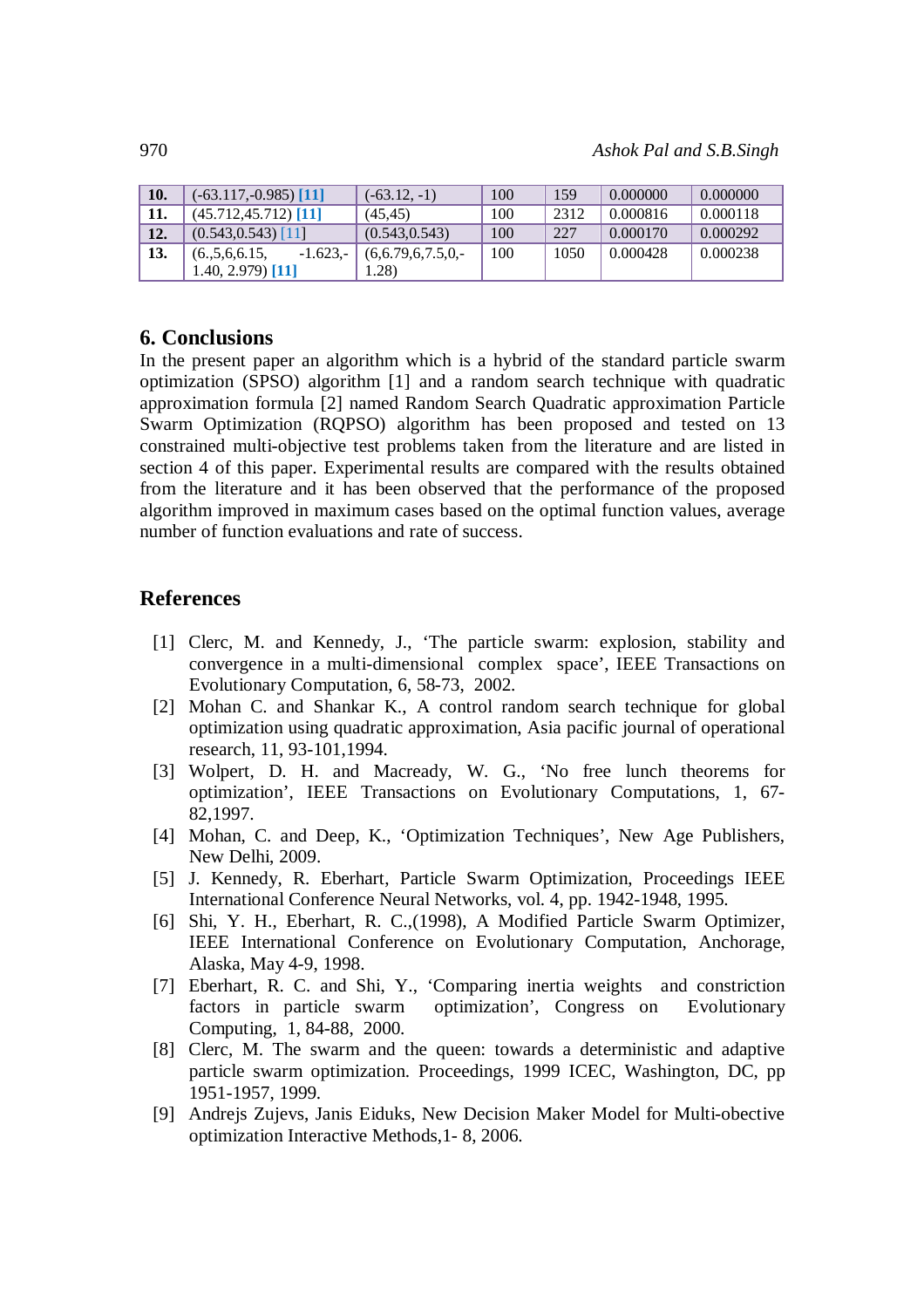| 10. | (-63.117,-0.985) [11] | (-63.12, -1) | 100 | 159 | 0.000000 | 0.000000 |
|---|---|---|---|---|---|---|
| 11. | (45.712,45.712) [11] | (45,45) | 100 | 2312 | 0.000816 | 0.000118 |
| 12. | (0.543,0.543) [11] | (0.543,0.543) | 100 | 227 | 0.000170 | 0.000292 |
| 13. | (6.,5,6,6.15, -1.623,-1.40, 2.979) [11] | (6,6.79,6,7.5,0,-1.28) | 100 | 1050 | 0.000428 | 0.000238 |

## 6. Conclusions

In the present paper an algorithm which is a hybrid of the standard particle swarm optimization (SPSO) algorithm [1] and a random search technique with quadratic approximation formula [2] named Random Search Quadratic approximation Particle Swarm Optimization (RQPSO) algorithm has been proposed and tested on 13 constrained multi-objective test problems taken from the literature and are listed in section 4 of this paper. Experimental results are compared with the results obtained from the literature and it has been observed that the performance of the proposed algorithm improved in maximum cases based on the optimal function values, average number of function evaluations and rate of success.

## References

[1] Clerc, M. and Kennedy, J., 'The particle swarm: explosion, stability and convergence in a multi-dimensional complex space', IEEE Transactions on Evolutionary Computation, 6, 58-73, 2002.

[2] Mohan C. and Shankar K., A control random search technique for global optimization using quadratic approximation, Asia pacific journal of operational research, 11, 93-101,1994.

[3] Wolpert, D. H. and Macready, W. G., 'No free lunch theorems for optimization', IEEE Transactions on Evolutionary Computations, 1, 67-82,1997.

[4] Mohan, C. and Deep, K., 'Optimization Techniques', New Age Publishers, New Delhi, 2009.

[5] J. Kennedy, R. Eberhart, Particle Swarm Optimization, Proceedings IEEE International Conference Neural Networks, vol. 4, pp. 1942-1948, 1995.

[6] Shi, Y. H., Eberhart, R. C.,(1998), A Modified Particle Swarm Optimizer, IEEE International Conference on Evolutionary Computation, Anchorage, Alaska, May 4-9, 1998.

[7] Eberhart, R. C. and Shi, Y., 'Comparing inertia weights and constriction factors in particle swarm optimization', Congress on Evolutionary Computing, 1, 84-88, 2000.

[8] Clerc, M. The swarm and the queen: towards a deterministic and adaptive particle swarm optimization. Proceedings, 1999 ICEC, Washington, DC, pp 1951-1957, 1999.

[9] Andrejs Zujevs, Janis Eiduks, New Decision Maker Model for Multi-obective optimization Interactive Methods,1- 8, 2006.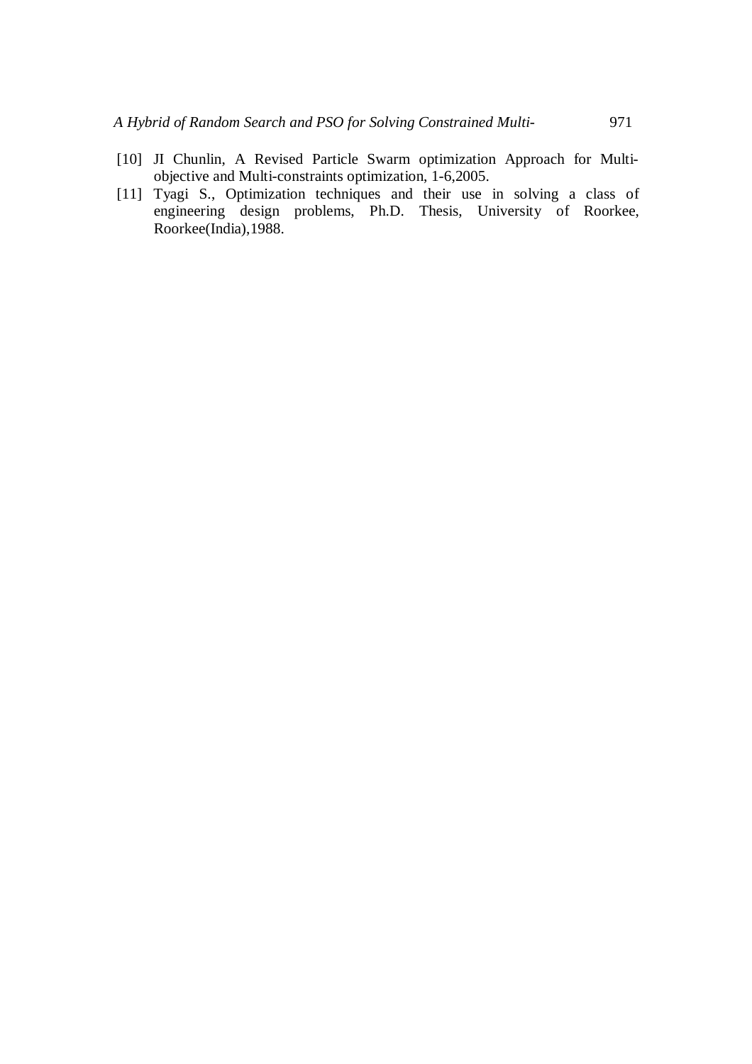[10] JI Chunlin, A Revised Particle Swarm optimization Approach for Multi-objective and Multi-constraints optimization, 1-6,2005.

[11] Tyagi S., Optimization techniques and their use in solving a class of engineering design problems, Ph.D. Thesis, University of Roorkee, Roorkee(India),1988.